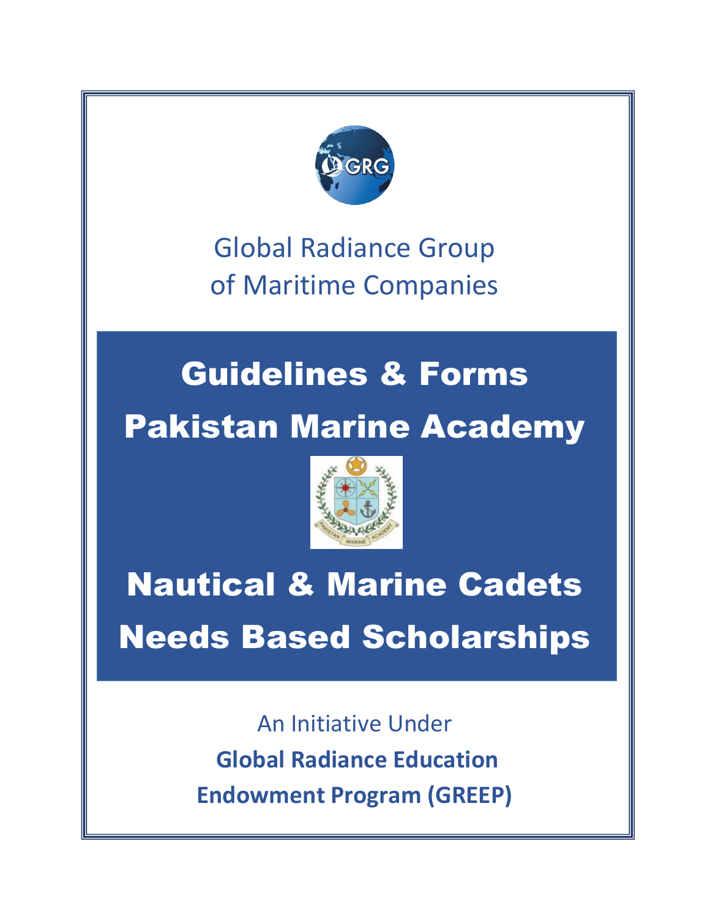Global Radiance Group
of Maritime Companies

# Guidelines & Forms

# Pakistan Marine Academy

# Nautical & Marine Cadets

# Needs Based Scholarships

An Initiative Under

**Global Radiance Education**

**Endowment Program (GREEP)**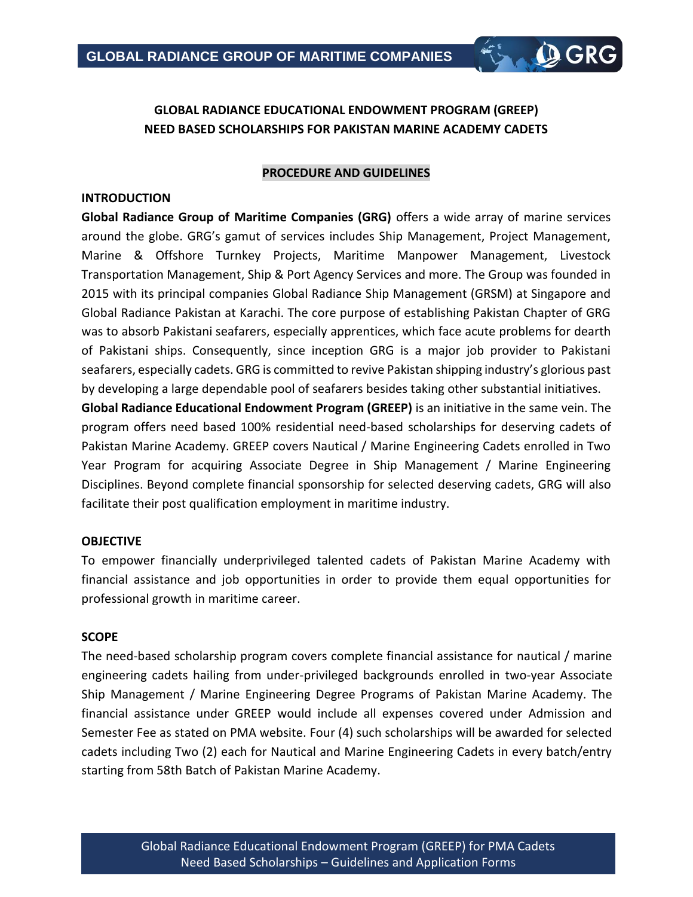## GLOBAL RADIANCE EDUCATIONAL ENDOWMENT PROGRAM (GREEP)
## NEED BASED SCHOLARSHIPS FOR PAKISTAN MARINE ACADEMY CADETS

### PROCEDURE AND GUIDELINES

**INTRODUCTION**

**Global Radiance Group of Maritime Companies (GRG)** offers a wide array of marine services around the globe. GRG's gamut of services includes Ship Management, Project Management, Marine & Offshore Turnkey Projects, Maritime Manpower Management, Livestock Transportation Management, Ship & Port Agency Services and more. The Group was founded in 2015 with its principal companies Global Radiance Ship Management (GRSM) at Singapore and Global Radiance Pakistan at Karachi. The core purpose of establishing Pakistan Chapter of GRG was to absorb Pakistani seafarers, especially apprentices, which face acute problems for dearth of Pakistani ships. Consequently, since inception GRG is a major job provider to Pakistani seafarers, especially cadets. GRG is committed to revive Pakistan shipping industry's glorious past by developing a large dependable pool of seafarers besides taking other substantial initiatives.

**Global Radiance Educational Endowment Program (GREEP)** is an initiative in the same vein. The program offers need based 100% residential need-based scholarships for deserving cadets of Pakistan Marine Academy. GREEP covers Nautical / Marine Engineering Cadets enrolled in Two Year Program for acquiring Associate Degree in Ship Management / Marine Engineering Disciplines. Beyond complete financial sponsorship for selected deserving cadets, GRG will also facilitate their post qualification employment in maritime industry.

**OBJECTIVE**

To empower financially underprivileged talented cadets of Pakistan Marine Academy with financial assistance and job opportunities in order to provide them equal opportunities for professional growth in maritime career.

**SCOPE**

The need-based scholarship program covers complete financial assistance for nautical / marine engineering cadets hailing from under-privileged backgrounds enrolled in two-year Associate Ship Management / Marine Engineering Degree Programs of Pakistan Marine Academy. The financial assistance under GREEP would include all expenses covered under Admission and Semester Fee as stated on PMA website. Four (4) such scholarships will be awarded for selected cadets including Two (2) each for Nautical and Marine Engineering Cadets in every batch/entry starting from 58th Batch of Pakistan Marine Academy.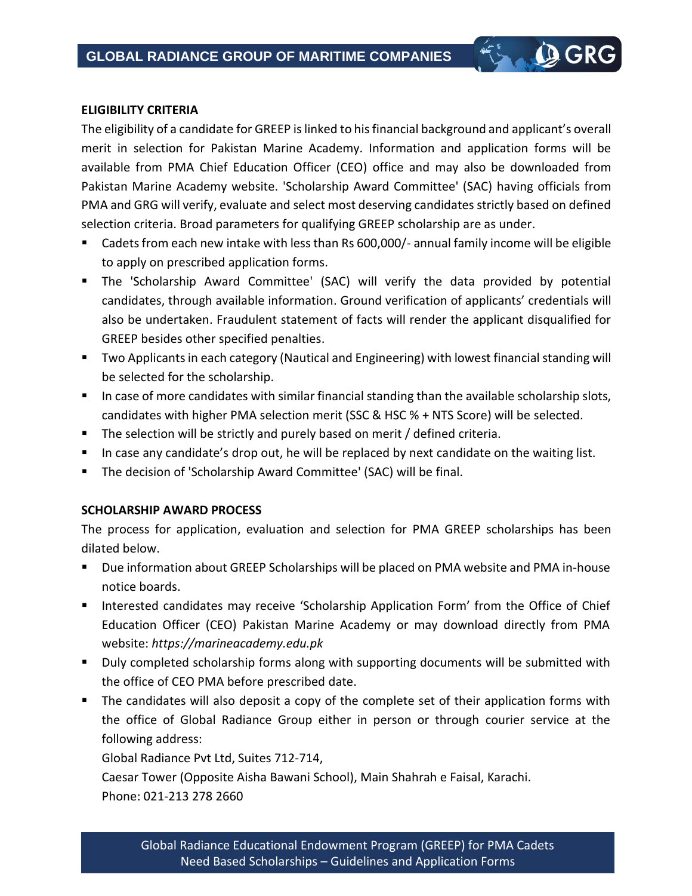## ELIGIBILITY CRITERIA

The eligibility of a candidate for GREEP is linked to his financial background and applicant's overall merit in selection for Pakistan Marine Academy. Information and application forms will be available from PMA Chief Education Officer (CEO) office and may also be downloaded from Pakistan Marine Academy website. 'Scholarship Award Committee' (SAC) having officials from PMA and GRG will verify, evaluate and select most deserving candidates strictly based on defined selection criteria. Broad parameters for qualifying GREEP scholarship are as under.

- Cadets from each new intake with less than Rs 600,000/- annual family income will be eligible to apply on prescribed application forms.
- The 'Scholarship Award Committee' (SAC) will verify the data provided by potential candidates, through available information. Ground verification of applicants' credentials will also be undertaken. Fraudulent statement of facts will render the applicant disqualified for GREEP besides other specified penalties.
- Two Applicants in each category (Nautical and Engineering) with lowest financial standing will be selected for the scholarship.
- In case of more candidates with similar financial standing than the available scholarship slots, candidates with higher PMA selection merit (SSC & HSC % + NTS Score) will be selected.
- The selection will be strictly and purely based on merit / defined criteria.
- In case any candidate's drop out, he will be replaced by next candidate on the waiting list.
- The decision of 'Scholarship Award Committee' (SAC) will be final.

## SCHOLARSHIP AWARD PROCESS

The process for application, evaluation and selection for PMA GREEP scholarships has been dilated below.

- Due information about GREEP Scholarships will be placed on PMA website and PMA in-house notice boards.
- Interested candidates may receive 'Scholarship Application Form' from the Office of Chief Education Officer (CEO) Pakistan Marine Academy or may download directly from PMA website: *https://marineacademy.edu.pk*
- Duly completed scholarship forms along with supporting documents will be submitted with the office of CEO PMA before prescribed date.
- The candidates will also deposit a copy of the complete set of their application forms with the office of Global Radiance Group either in person or through courier service at the following address:

  Global Radiance Pvt Ltd, Suites 712-714,

  Caesar Tower (Opposite Aisha Bawani School), Main Shahrah e Faisal, Karachi.

  Phone: 021-213 278 2660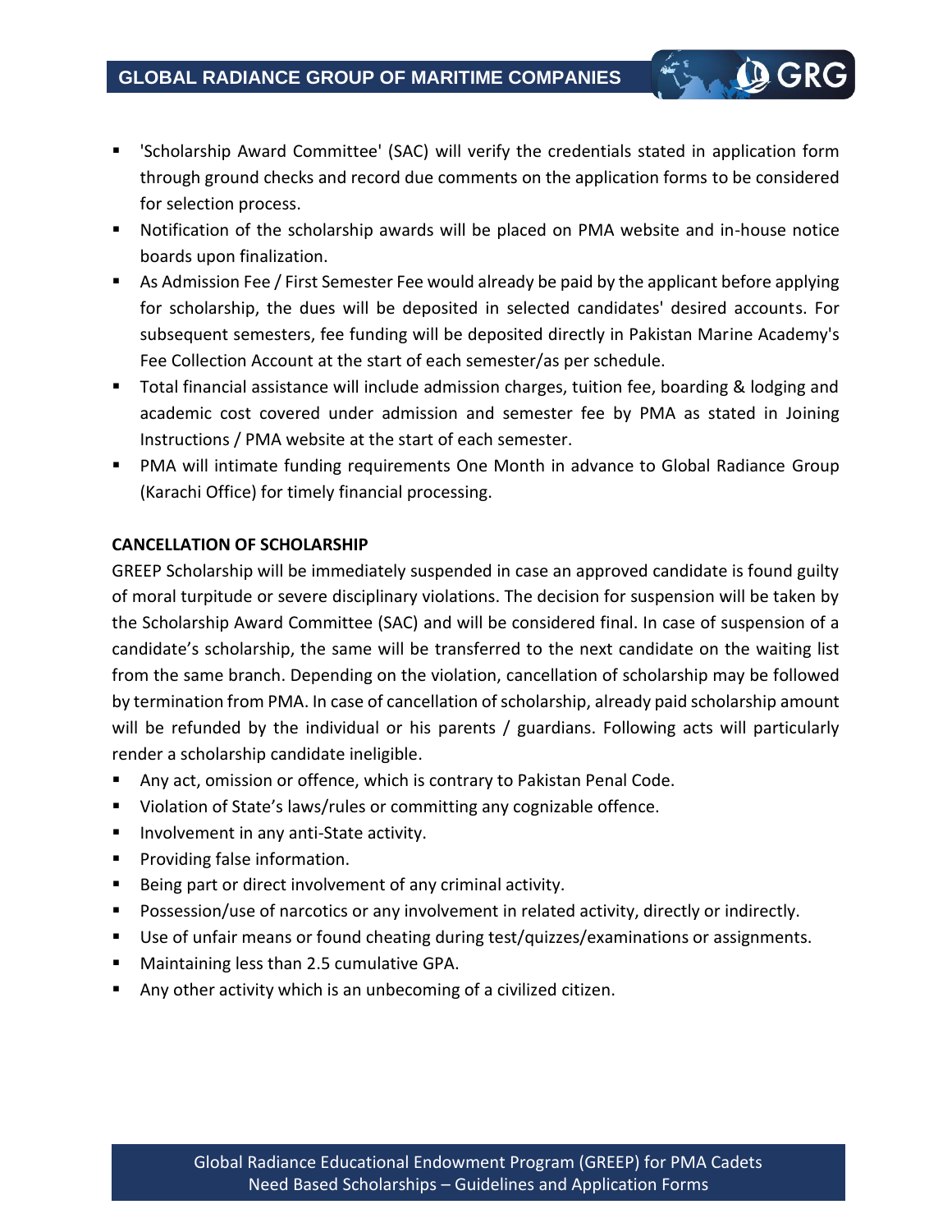- 'Scholarship Award Committee' (SAC) will verify the credentials stated in application form through ground checks and record due comments on the application forms to be considered for selection process.
- Notification of the scholarship awards will be placed on PMA website and in-house notice boards upon finalization.
- As Admission Fee / First Semester Fee would already be paid by the applicant before applying for scholarship, the dues will be deposited in selected candidates' desired accounts. For subsequent semesters, fee funding will be deposited directly in Pakistan Marine Academy's Fee Collection Account at the start of each semester/as per schedule.
- Total financial assistance will include admission charges, tuition fee, boarding & lodging and academic cost covered under admission and semester fee by PMA as stated in Joining Instructions / PMA website at the start of each semester.
- PMA will intimate funding requirements One Month in advance to Global Radiance Group (Karachi Office) for timely financial processing.

**CANCELLATION OF SCHOLARSHIP**

GREEP Scholarship will be immediately suspended in case an approved candidate is found guilty of moral turpitude or severe disciplinary violations. The decision for suspension will be taken by the Scholarship Award Committee (SAC) and will be considered final. In case of suspension of a candidate's scholarship, the same will be transferred to the next candidate on the waiting list from the same branch. Depending on the violation, cancellation of scholarship may be followed by termination from PMA. In case of cancellation of scholarship, already paid scholarship amount will be refunded by the individual or his parents / guardians. Following acts will particularly render a scholarship candidate ineligible.

- Any act, omission or offence, which is contrary to Pakistan Penal Code.
- Violation of State's laws/rules or committing any cognizable offence.
- Involvement in any anti-State activity.
- Providing false information.
- Being part or direct involvement of any criminal activity.
- Possession/use of narcotics or any involvement in related activity, directly or indirectly.
- Use of unfair means or found cheating during test/quizzes/examinations or assignments.
- Maintaining less than 2.5 cumulative GPA.
- Any other activity which is an unbecoming of a civilized citizen.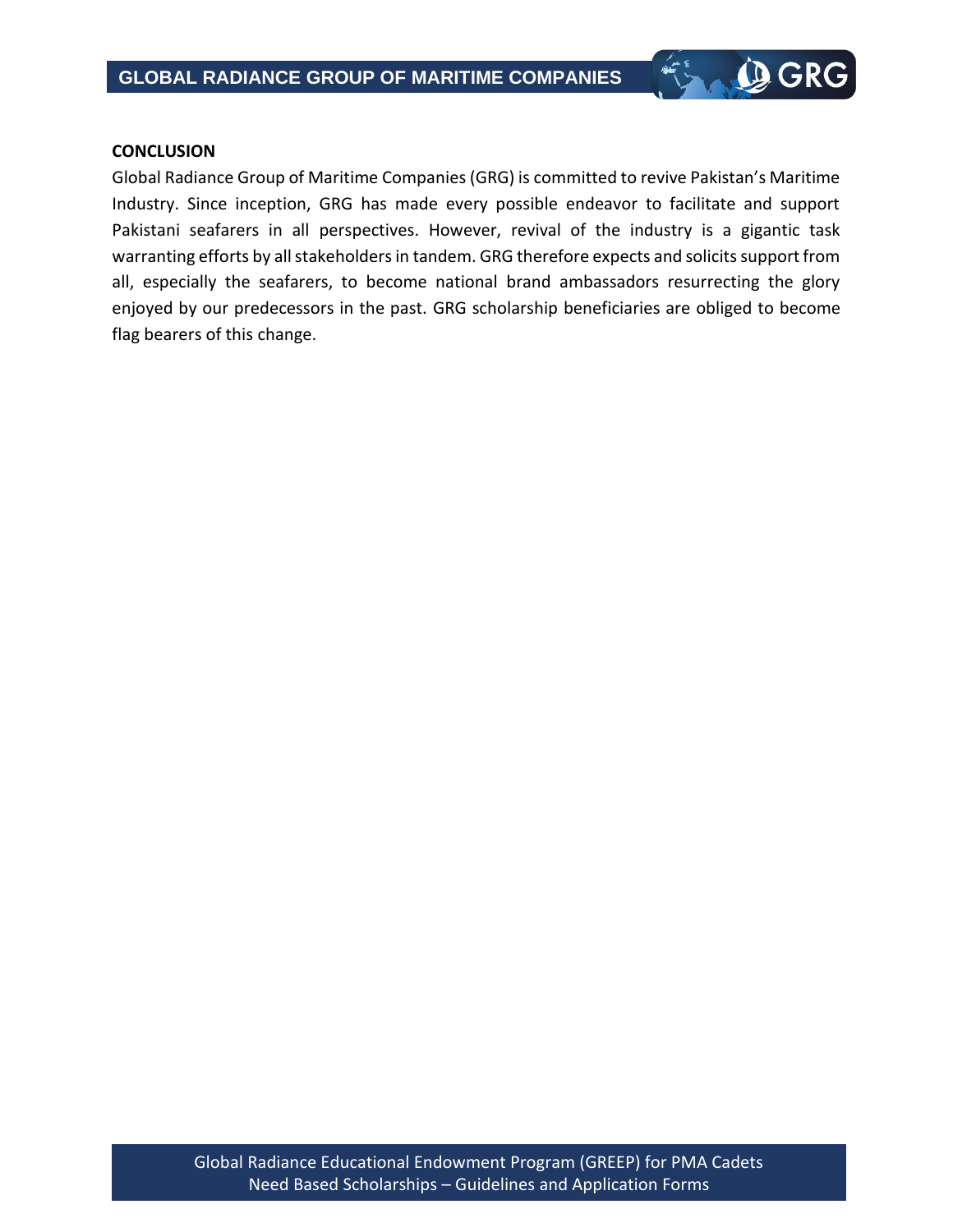**CONCLUSION**

Global Radiance Group of Maritime Companies (GRG) is committed to revive Pakistan's Maritime Industry. Since inception, GRG has made every possible endeavor to facilitate and support Pakistani seafarers in all perspectives. However, revival of the industry is a gigantic task warranting efforts by all stakeholders in tandem. GRG therefore expects and solicits support from all, especially the seafarers, to become national brand ambassadors resurrecting the glory enjoyed by our predecessors in the past. GRG scholarship beneficiaries are obliged to become flag bearers of this change.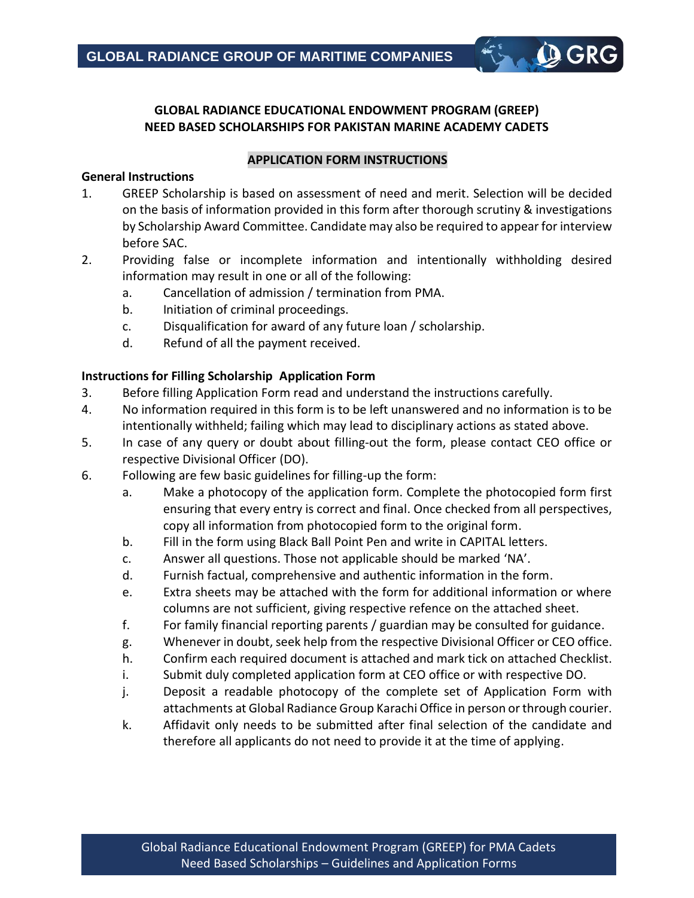## GLOBAL RADIANCE EDUCATIONAL ENDOWMENT PROGRAM (GREEP) NEED BASED SCHOLARSHIPS FOR PAKISTAN MARINE ACADEMY CADETS

### APPLICATION FORM INSTRUCTIONS

**General Instructions**

1. GREEP Scholarship is based on assessment of need and merit. Selection will be decided on the basis of information provided in this form after thorough scrutiny & investigations by Scholarship Award Committee. Candidate may also be required to appear for interview before SAC.
2. Providing false or incomplete information and intentionally withholding desired information may result in one or all of the following:
   a. Cancellation of admission / termination from PMA.
   b. Initiation of criminal proceedings.
   c. Disqualification for award of any future loan / scholarship.
   d. Refund of all the payment received.

**Instructions for Filling Scholarship Application Form**

3. Before filling Application Form read and understand the instructions carefully.
4. No information required in this form is to be left unanswered and no information is to be intentionally withheld; failing which may lead to disciplinary actions as stated above.
5. In case of any query or doubt about filling-out the form, please contact CEO office or respective Divisional Officer (DO).
6. Following are few basic guidelines for filling-up the form:
   a. Make a photocopy of the application form. Complete the photocopied form first ensuring that every entry is correct and final. Once checked from all perspectives, copy all information from photocopied form to the original form.
   b. Fill in the form using Black Ball Point Pen and write in CAPITAL letters.
   c. Answer all questions. Those not applicable should be marked 'NA'.
   d. Furnish factual, comprehensive and authentic information in the form.
   e. Extra sheets may be attached with the form for additional information or where columns are not sufficient, giving respective refence on the attached sheet.
   f. For family financial reporting parents / guardian may be consulted for guidance.
   g. Whenever in doubt, seek help from the respective Divisional Officer or CEO office.
   h. Confirm each required document is attached and mark tick on attached Checklist.
   i. Submit duly completed application form at CEO office or with respective DO.
   j. Deposit a readable photocopy of the complete set of Application Form with attachments at Global Radiance Group Karachi Office in person or through courier.
   k. Affidavit only needs to be submitted after final selection of the candidate and therefore all applicants do not need to provide it at the time of applying.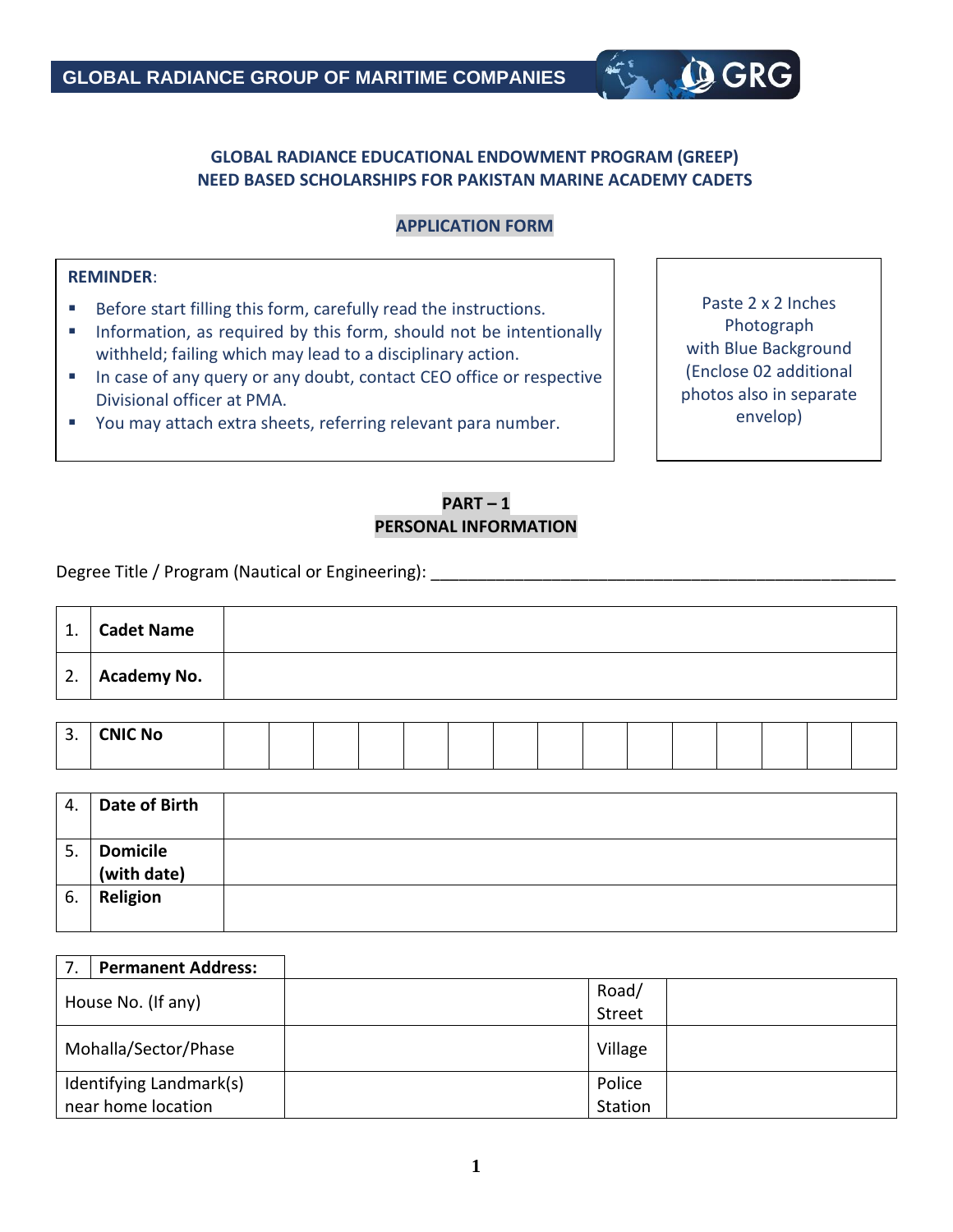GLOBAL RADIANCE GROUP OF MARITIME COMPANIES

GRG

### GLOBAL RADIANCE EDUCATIONAL ENDOWMENT PROGRAM (GREEP)
### NEED BASED SCHOLARSHIPS FOR PAKISTAN MARINE ACADEMY CADETS

**APPLICATION FORM**

**REMINDER**:

- Before start filling this form, carefully read the instructions.
- Information, as required by this form, should not be intentionally withheld; failing which may lead to a disciplinary action.
- In case of any query or any doubt, contact CEO office or respective Divisional officer at PMA.
- You may attach extra sheets, referring relevant para number.

Paste 2 x 2 Inches Photograph with Blue Background (Enclose 02 additional photos also in separate envelop)

## PART – 1
## PERSONAL INFORMATION

Degree Title / Program (Nautical or Engineering): ____________________________________________________

| | | |
|---|---|---|
| 1. | **Cadet Name** | |
| 2. | **Academy No.** | |

| | | | | | | | | | | | | | | | |
|---|---|---|---|---|---|---|---|---|---|---|---|---|---|---|---|
| 3. | **CNIC No** | | | | | | | | | | | | | | |

| | | |
|---|---|---|
| 4. | **Date of Birth** | |
| 5. | **Domicile (with date)** | |
| 6. | **Religion** | |

| | | | |
|---|---|---|---|
| 7. **Permanent Address:** | | | |
| House No. (If any) | | Road/ Street | |
| Mohalla/Sector/Phase | | Village | |
| Identifying Landmark(s) near home location | | Police Station | |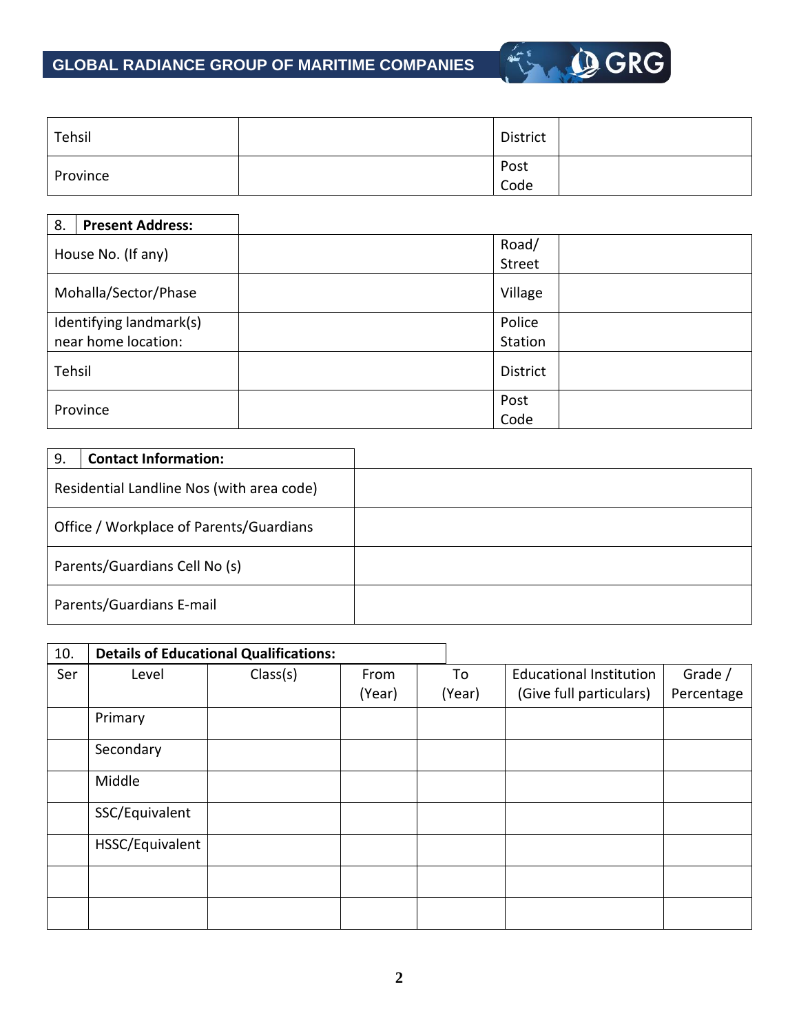| Tehsil | | District | |
|---|---|---|---|
| Province | | Post Code | |

| 8. | **Present Address:** | | |
|---|---|---|---|
| House No. (If any) | | Road/ Street | |
| Mohalla/Sector/Phase | | Village | |
| Identifying landmark(s) near home location: | | Police Station | |
| Tehsil | | District | |
| Province | | Post Code | |

| 9. | **Contact Information:** |
|---|---|
| Residential Landline Nos (with area code) | |
| Office / Workplace of Parents/Guardians | |
| Parents/Guardians Cell No (s) | |
| Parents/Guardians E-mail | |

| 10. | **Details of Educational Qualifications:** | | | | | |
|---|---|---|---|---|---|---|
| Ser | Level | Class(s) | From (Year) | To (Year) | Educational Institution (Give full particulars) | Grade / Percentage |
| | Primary | | | | | |
| | Secondary | | | | | |
| | Middle | | | | | |
| | SSC/Equivalent | | | | | |
| | HSSC/Equivalent | | | | | |
| | | | | | | |
| | | | | | | |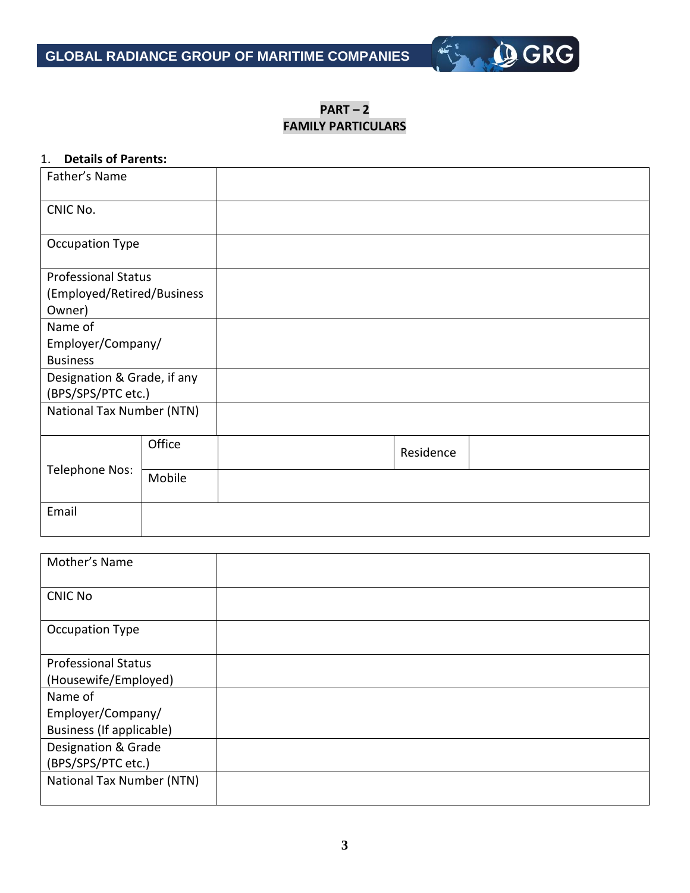## PART – 2
## FAMILY PARTICULARS

1. **Details of Parents:**

| Father's Name | | | | |
|---|---|---|---|---|
| CNIC No. | | | | |
| Occupation Type | | | | |
| Professional Status (Employed/Retired/Business Owner) | | | | |
| Name of Employer/Company/ Business | | | | |
| Designation & Grade, if any (BPS/SPS/PTC etc.) | | | | |
| National Tax Number (NTN) | | | | |
| Telephone Nos: | Office | | Residence | |
| | Mobile | | | |
| Email | | | | |

| Mother's Name | |
|---|---|
| CNIC No | |
| Occupation Type | |
| Professional Status (Housewife/Employed) | |
| Name of Employer/Company/ Business (If applicable) | |
| Designation & Grade (BPS/SPS/PTC etc.) | |
| National Tax Number (NTN) | |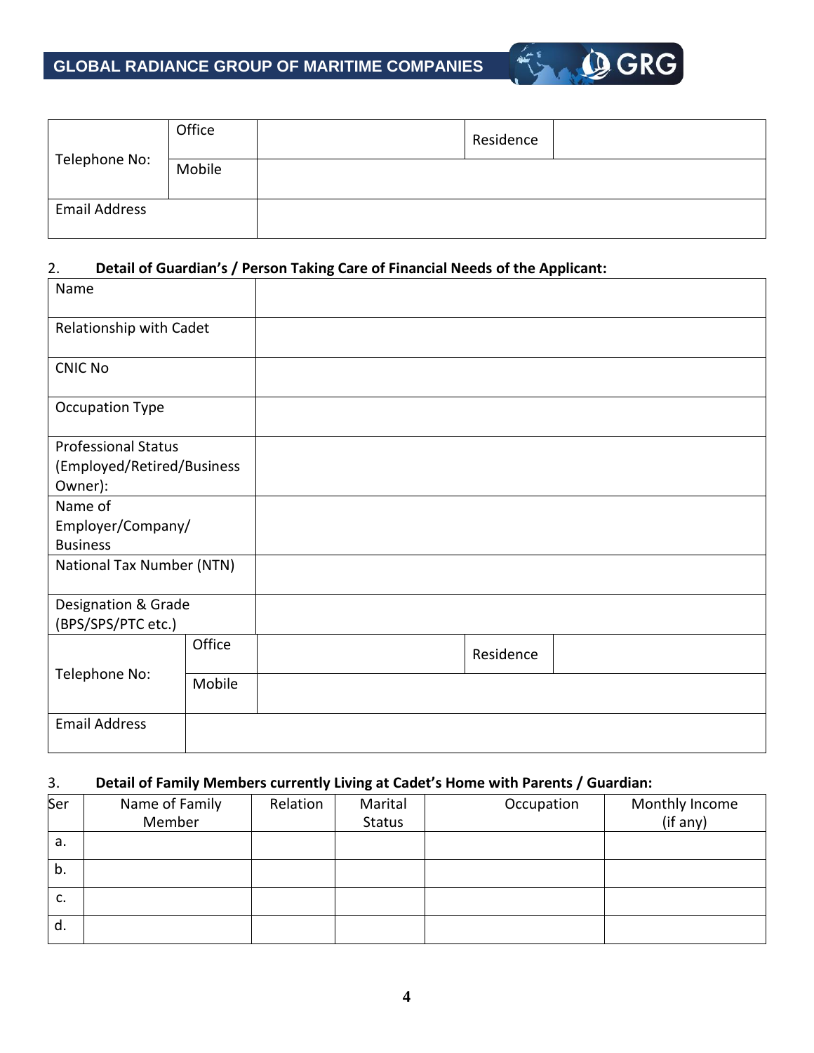| Telephone No: | Office | | Residence | |
|---|---|---|---|---|
| | Mobile | | | |
| Email Address | | | | |

2. **Detail of Guardian's / Person Taking Care of Financial Needs of the Applicant:**

| Name | | | | |
|---|---|---|---|---|
| Relationship with Cadet | | | | |
| CNIC No | | | | |
| Occupation Type | | | | |
| Professional Status (Employed/Retired/Business Owner): | | | | |
| Name of Employer/Company/ Business | | | | |
| National Tax Number (NTN) | | | | |
| Designation & Grade (BPS/SPS/PTC etc.) | | | | |
| Telephone No: | Office | | Residence | |
| | Mobile | | | |
| Email Address | | | | |

3. **Detail of Family Members currently Living at Cadet's Home with Parents / Guardian:**

| Ser | Name of Family Member | Relation | Marital Status | Occupation | Monthly Income (if any) |
|---|---|---|---|---|---|
| a. | | | | | |
| b. | | | | | |
| c. | | | | | |
| d. | | | | | |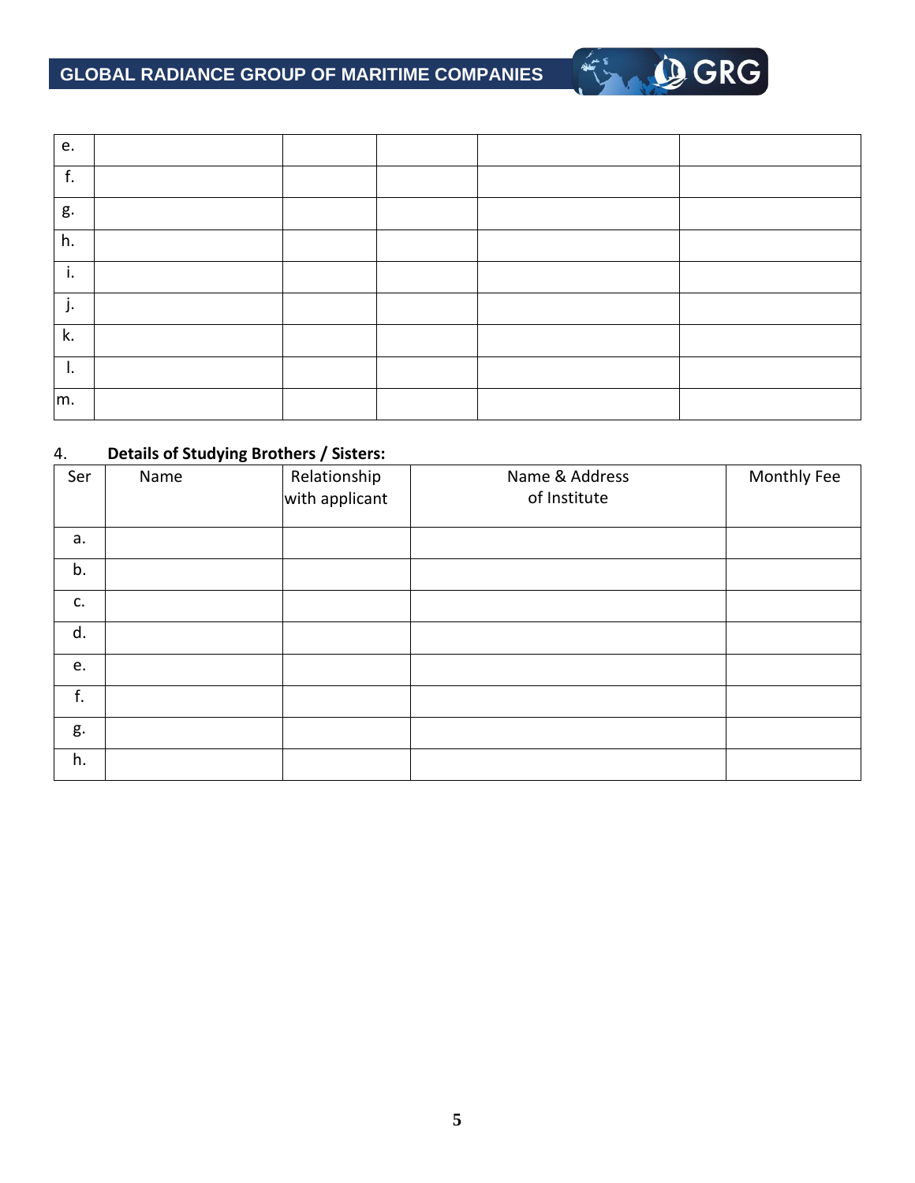| | | | | | |
|---|---|---|---|---|---|
| e. | | | | | |
| f. | | | | | |
| g. | | | | | |
| h. | | | | | |
| i. | | | | | |
| j. | | | | | |
| k. | | | | | |
| l. | | | | | |
| m. | | | | | |

4. **Details of Studying Brothers / Sisters:**

| Ser | Name | Relationship with applicant | Name & Address of Institute | Monthly Fee |
|---|---|---|---|---|
| a. | | | | |
| b. | | | | |
| c. | | | | |
| d. | | | | |
| e. | | | | |
| f. | | | | |
| g. | | | | |
| h. | | | | |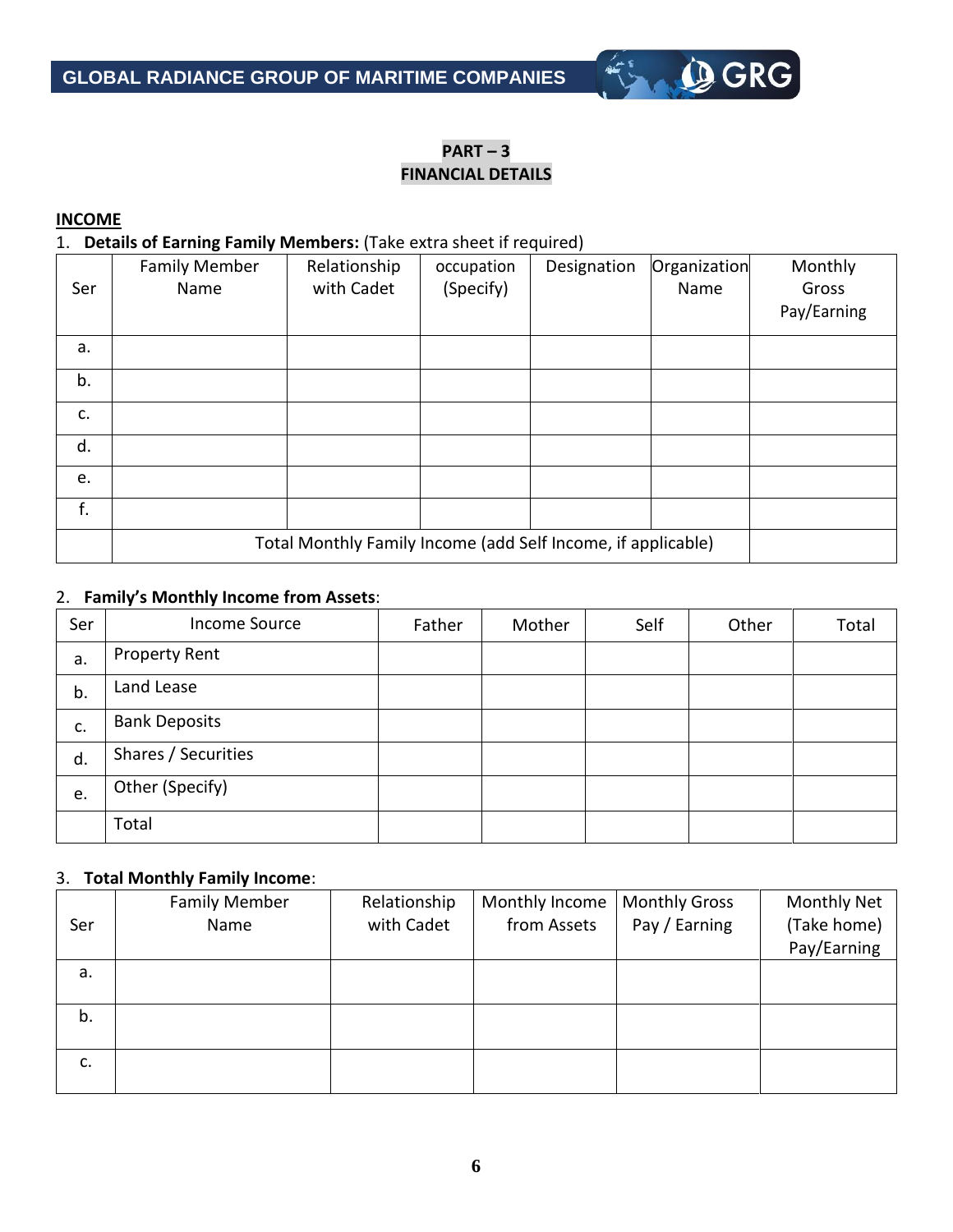**PART – 3**
**FINANCIAL DETAILS**

**INCOME**

1. **Details of Earning Family Members:** (Take extra sheet if required)

| Ser | Family Member Name | Relationship with Cadet | occupation (Specify) | Designation | Organization Name | Monthly Gross Pay/Earning |
|---|---|---|---|---|---|---|
| a. | | | | | | |
| b. | | | | | | |
| c. | | | | | | |
| d. | | | | | | |
| e. | | | | | | |
| f. | | | | | | |
| | Total Monthly Family Income (add Self Income, if applicable) | | | | | |

2. **Family's Monthly Income from Assets**:

| Ser | Income Source | Father | Mother | Self | Other | Total |
|---|---|---|---|---|---|---|
| a. | Property Rent | | | | | |
| b. | Land Lease | | | | | |
| c. | Bank Deposits | | | | | |
| d. | Shares / Securities | | | | | |
| e. | Other (Specify) | | | | | |
| | Total | | | | | |

3. **Total Monthly Family Income**:

| Ser | Family Member Name | Relationship with Cadet | Monthly Income from Assets | Monthly Gross Pay / Earning | Monthly Net (Take home) Pay/Earning |
|---|---|---|---|---|---|
| a. | | | | | |
| b. | | | | | |
| c. | | | | | |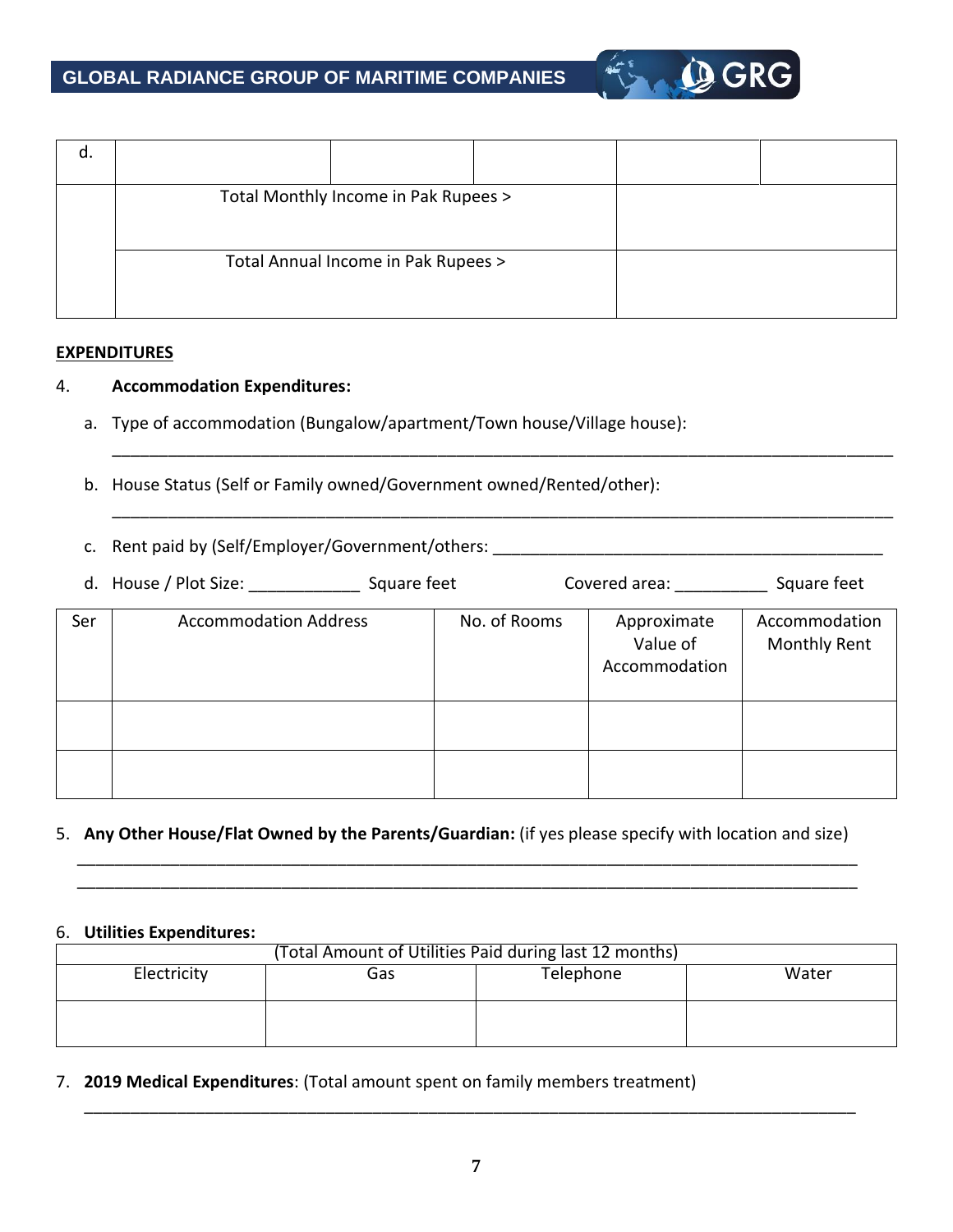| d. | | | | | |
|---|---|---|---|---|---|
| | Total Monthly Income in Pak Rupees > | | | | |
| | Total Annual Income in Pak Rupees > | | | | |

**EXPENDITURES**

4. **Accommodation Expenditures:**

   a. Type of accommodation (Bungalow/apartment/Town house/Village house):

   ______________________________________________________________________________________

   b. House Status (Self or Family owned/Government owned/Rented/other):

   ______________________________________________________________________________________

   c. Rent paid by (Self/Employer/Government/others: ____________________________________________

   d. House / Plot Size: ____________ Square feet Covered area: __________ Square feet

| Ser | Accommodation Address | No. of Rooms | Approximate Value of Accommodation | Accommodation Monthly Rent |
|---|---|---|---|---|
| | | | | |
| | | | | |

5. **Any Other House/Flat Owned by the Parents/Guardian:** (if yes please specify with location and size)

   ______________________________________________________________________________________

   ______________________________________________________________________________________

6. **Utilities Expenditures:**

| (Total Amount of Utilities Paid during last 12 months) | | | |
|---|---|---|---|
| Electricity | Gas | Telephone | Water |
| | | | |

7. **2019 Medical Expenditures**: (Total amount spent on family members treatment)

   ______________________________________________________________________________________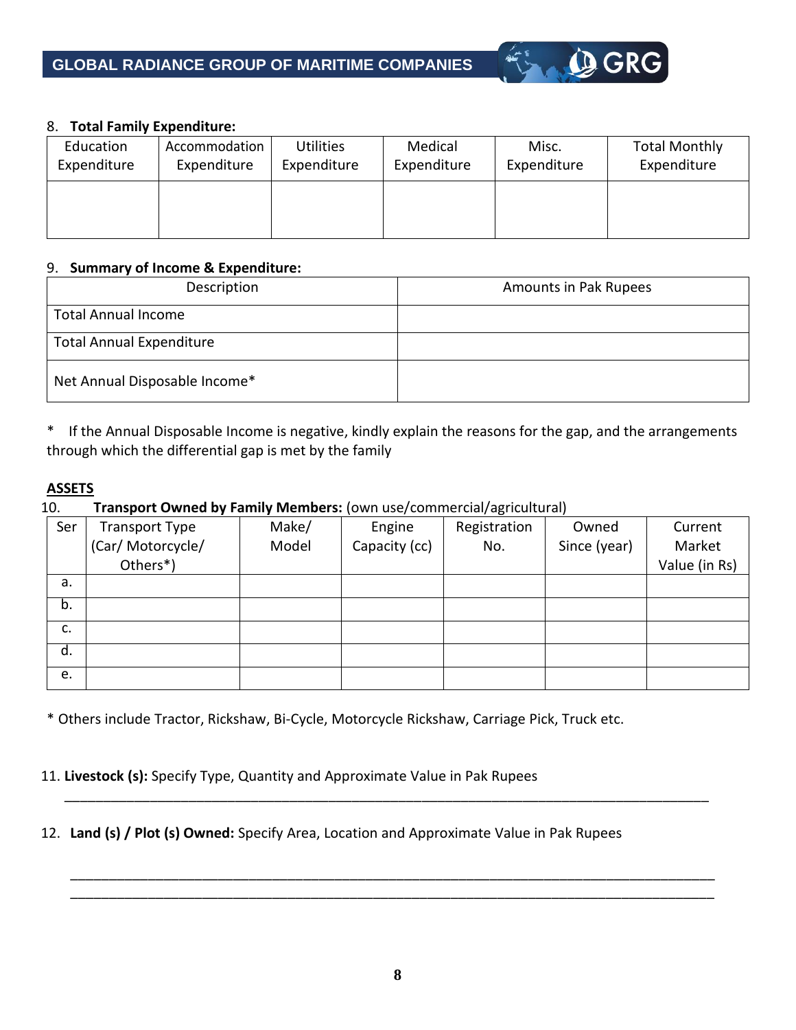8. **Total Family Expenditure:**

| Education Expenditure | Accommodation Expenditure | Utilities Expenditure | Medical Expenditure | Misc. Expenditure | Total Monthly Expenditure |
|---|---|---|---|---|---|
| | | | | | |

9. **Summary of Income & Expenditure:**

| Description | Amounts in Pak Rupees |
|---|---|
| Total Annual Income | |
| Total Annual Expenditure | |
| Net Annual Disposable Income* | |

* If the Annual Disposable Income is negative, kindly explain the reasons for the gap, and the arrangements through which the differential gap is met by the family

**ASSETS**

10. **Transport Owned by Family Members:** (own use/commercial/agricultural)

| Ser | Transport Type (Car/ Motorcycle/ Others*) | Make/ Model | Engine Capacity (cc) | Registration No. | Owned Since (year) | Current Market Value (in Rs) |
|---|---|---|---|---|---|---|
| a. | | | | | | |
| b. | | | | | | |
| c. | | | | | | |
| d. | | | | | | |
| e. | | | | | | |

* Others include Tractor, Rickshaw, Bi-Cycle, Motorcycle Rickshaw, Carriage Pick, Truck etc.

11. **Livestock (s):** Specify Type, Quantity and Approximate Value in Pak Rupees

______________________________________________________________________________________

12. **Land (s) / Plot (s) Owned:** Specify Area, Location and Approximate Value in Pak Rupees

______________________________________________________________________________________
______________________________________________________________________________________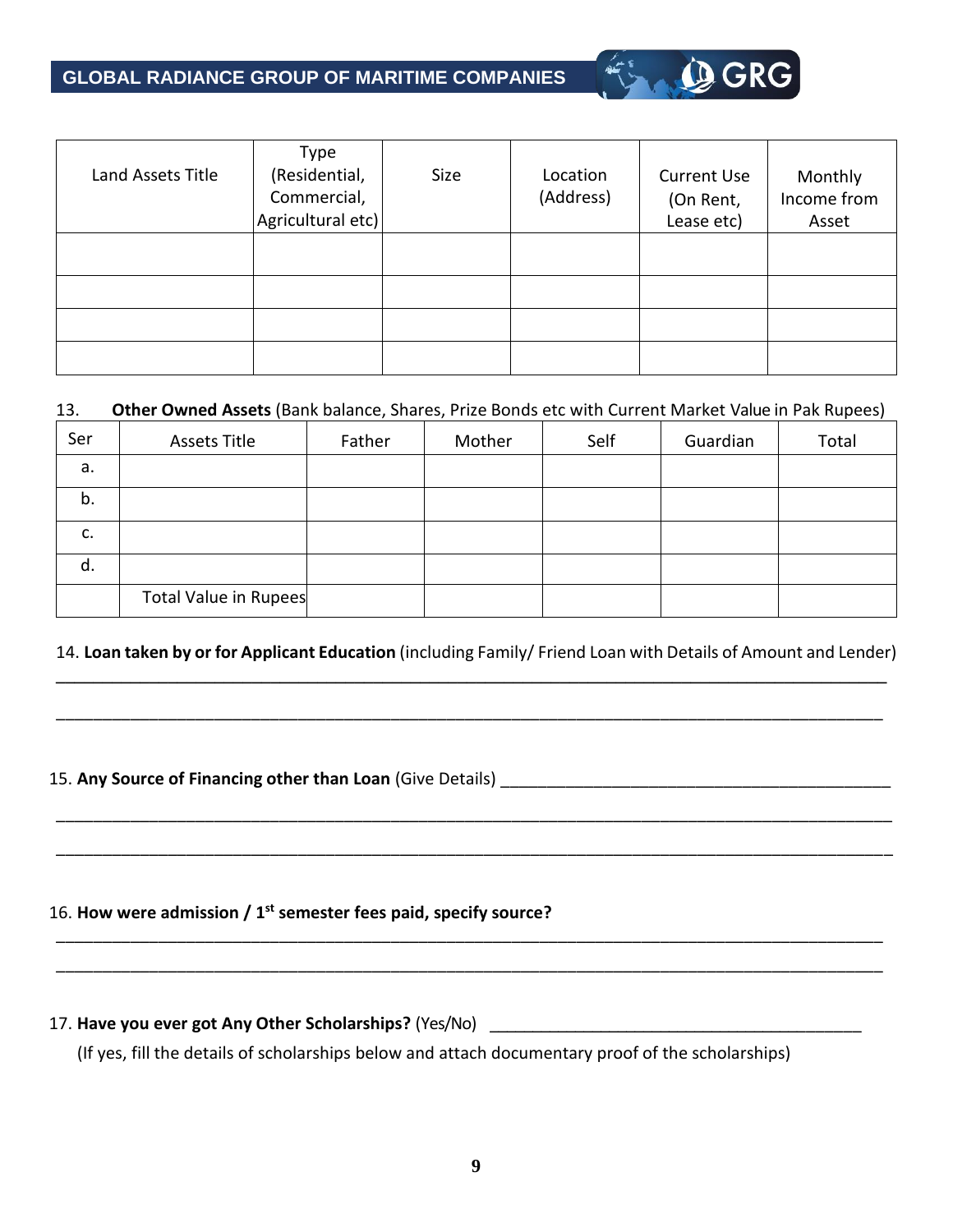| Land Assets Title | Type (Residential, Commercial, Agricultural etc) | Size | Location (Address) | Current Use (On Rent, Lease etc) | Monthly Income from Asset |
|---|---|---|---|---|---|
| | | | | | |
| | | | | | |
| | | | | | |
| | | | | | |

13. **Other Owned Assets** (Bank balance, Shares, Prize Bonds etc with Current Market Value in Pak Rupees)

| Ser | Assets Title | Father | Mother | Self | Guardian | Total |
|---|---|---|---|---|---|---|
| a. | | | | | | |
| b. | | | | | | |
| c. | | | | | | |
| d. | | | | | | |
| | Total Value in Rupees | | | | | |

14. **Loan taken by or for Applicant Education** (including Family/ Friend Loan with Details of Amount and Lender)

____________________________________________________________________________________________

____________________________________________________________________________________________

15. **Any Source of Financing other than Loan** (Give Details) ___________________________________________

____________________________________________________________________________________________

____________________________________________________________________________________________

16. **How were admission / 1st semester fees paid, specify source?**

____________________________________________________________________________________________

____________________________________________________________________________________________

17. **Have you ever got Any Other Scholarships?** (Yes/No) ________________________________________

(If yes, fill the details of scholarships below and attach documentary proof of the scholarships)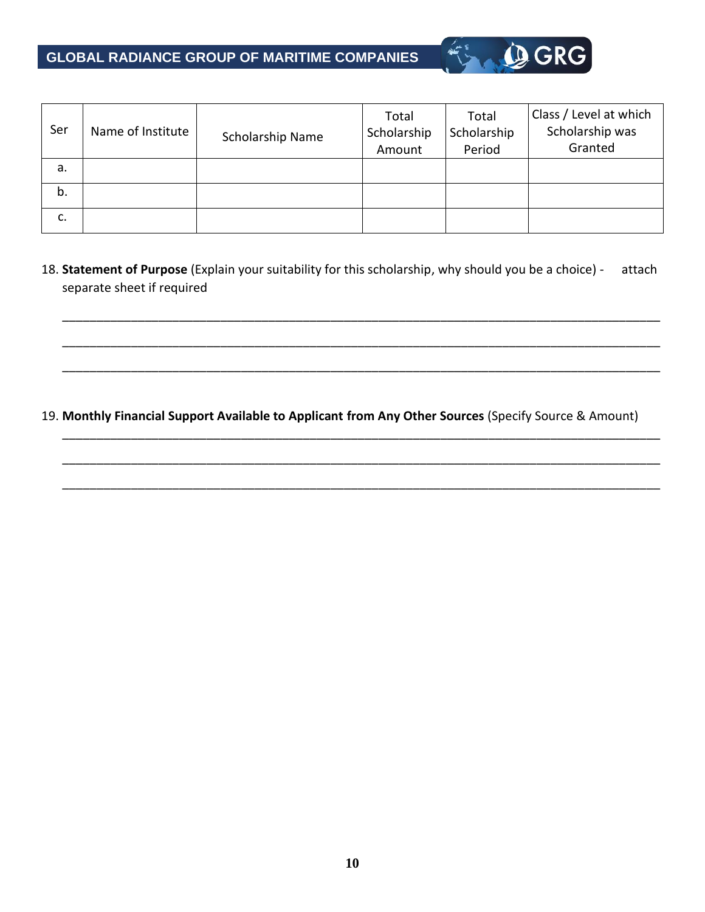| Ser | Name of Institute | Scholarship Name | Total Scholarship Amount | Total Scholarship Period | Class / Level at which Scholarship was Granted |
|---|---|---|---|---|---|
| a. | | | | | |
| b. | | | | | |
| c. | | | | | |

18. **Statement of Purpose** (Explain your suitability for this scholarship, why should you be a choice) - attach separate sheet if required

_______________________________________________________________________________

_______________________________________________________________________________

_______________________________________________________________________________

19. **Monthly Financial Support Available to Applicant from Any Other Sources** (Specify Source & Amount)

_______________________________________________________________________________

_______________________________________________________________________________

_______________________________________________________________________________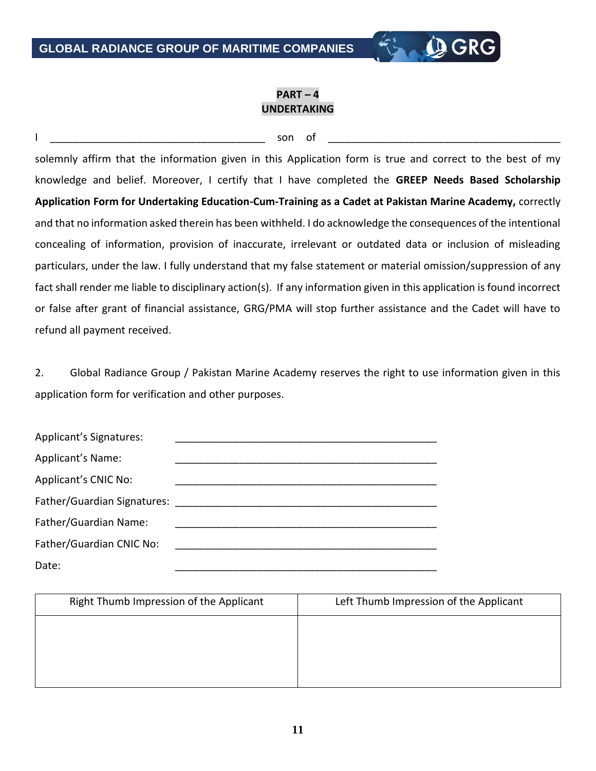## PART – 4
## UNDERTAKING

I ____________________________________ son of ________________________________________ solemnly affirm that the information given in this Application form is true and correct to the best of my knowledge and belief. Moreover, I certify that I have completed the **GREEP Needs Based Scholarship Application Form for Undertaking Education-Cum-Training as a Cadet at Pakistan Marine Academy,** correctly and that no information asked therein has been withheld. I do acknowledge the consequences of the intentional concealing of information, provision of inaccurate, irrelevant or outdated data or inclusion of misleading particulars, under the law. I fully understand that my false statement or material omission/suppression of any fact shall render me liable to disciplinary action(s). If any information given in this application is found incorrect or false after grant of financial assistance, GRG/PMA will stop further assistance and the Cadet will have to refund all payment received.

2. Global Radiance Group / Pakistan Marine Academy reserves the right to use information given in this application form for verification and other purposes.

Applicant's Signatures: ______________________________________________

Applicant's Name: ______________________________________________

Applicant's CNIC No: ______________________________________________

Father/Guardian Signatures: ______________________________________________

Father/Guardian Name: ______________________________________________

Father/Guardian CNIC No: ______________________________________________

Date: ______________________________________________

| Right Thumb Impression of the Applicant | Left Thumb Impression of the Applicant |
|---|---|
| | |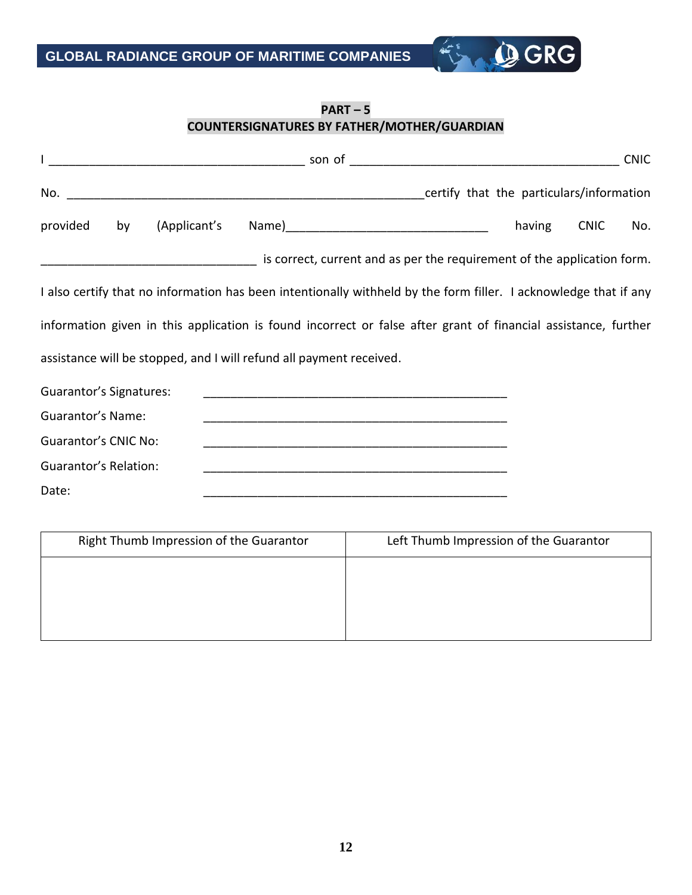**PART – 5**
**COUNTERSIGNATURES BY FATHER/MOTHER/GUARDIAN**

I ______________________________________ son of ________________________________________ CNIC No. _____________________________________________________certify that the particulars/information provided by (Applicant's Name)______________________________ having CNIC No. ________________________________ is correct, current and as per the requirement of the application form. I also certify that no information has been intentionally withheld by the form filler. I acknowledge that if any information given in this application is found incorrect or false after grant of financial assistance, further assistance will be stopped, and I will refund all payment received.

Guarantor's Signatures: ______________________________________________

Guarantor's Name: ______________________________________________

Guarantor's CNIC No: ______________________________________________

Guarantor's Relation: ______________________________________________

Date: ______________________________________________

| Right Thumb Impression of the Guarantor | Left Thumb Impression of the Guarantor |
| --- | --- |
| | |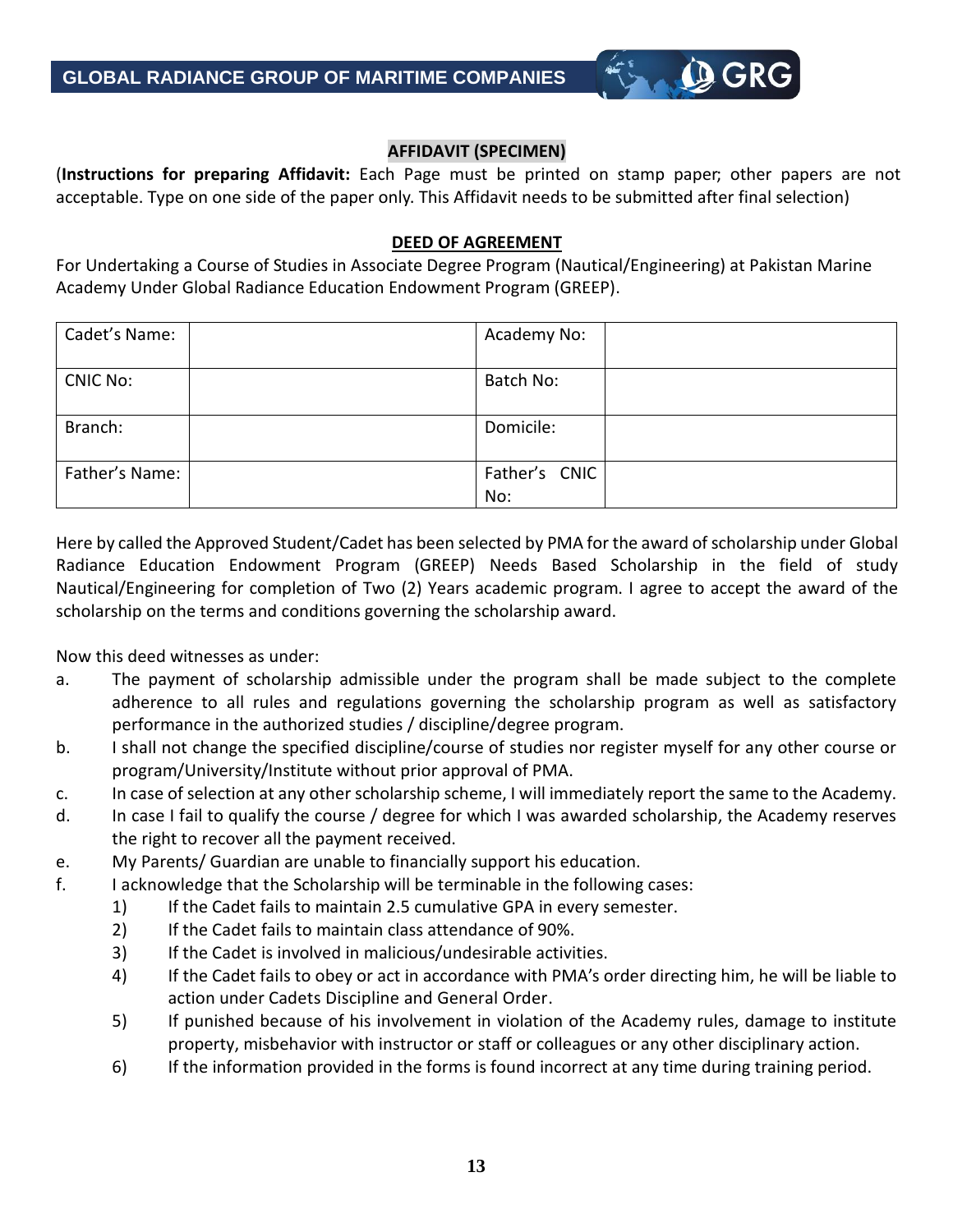## AFFIDAVIT (SPECIMEN)

(**Instructions for preparing Affidavit:** Each Page must be printed on stamp paper; other papers are not acceptable. Type on one side of the paper only. This Affidavit needs to be submitted after final selection)

### DEED OF AGREEMENT

For Undertaking a Course of Studies in Associate Degree Program (Nautical/Engineering) at Pakistan Marine Academy Under Global Radiance Education Endowment Program (GREEP).

| Cadet's Name: | | Academy No: | |
|---|---|---|---|
| CNIC No: | | Batch No: | |
| Branch: | | Domicile: | |
| Father's Name: | | Father's CNIC No: | |

Here by called the Approved Student/Cadet has been selected by PMA for the award of scholarship under Global Radiance Education Endowment Program (GREEP) Needs Based Scholarship in the field of study Nautical/Engineering for completion of Two (2) Years academic program. I agree to accept the award of the scholarship on the terms and conditions governing the scholarship award.

Now this deed witnesses as under:

a. The payment of scholarship admissible under the program shall be made subject to the complete adherence to all rules and regulations governing the scholarship program as well as satisfactory performance in the authorized studies / discipline/degree program.

b. I shall not change the specified discipline/course of studies nor register myself for any other course or program/University/Institute without prior approval of PMA.

c. In case of selection at any other scholarship scheme, I will immediately report the same to the Academy.

d. In case I fail to qualify the course / degree for which I was awarded scholarship, the Academy reserves the right to recover all the payment received.

e. My Parents/ Guardian are unable to financially support his education.

f. I acknowledge that the Scholarship will be terminable in the following cases:

   1) If the Cadet fails to maintain 2.5 cumulative GPA in every semester.
   2) If the Cadet fails to maintain class attendance of 90%.
   3) If the Cadet is involved in malicious/undesirable activities.
   4) If the Cadet fails to obey or act in accordance with PMA's order directing him, he will be liable to action under Cadets Discipline and General Order.
   5) If punished because of his involvement in violation of the Academy rules, damage to institute property, misbehavior with instructor or staff or colleagues or any other disciplinary action.
   6) If the information provided in the forms is found incorrect at any time during training period.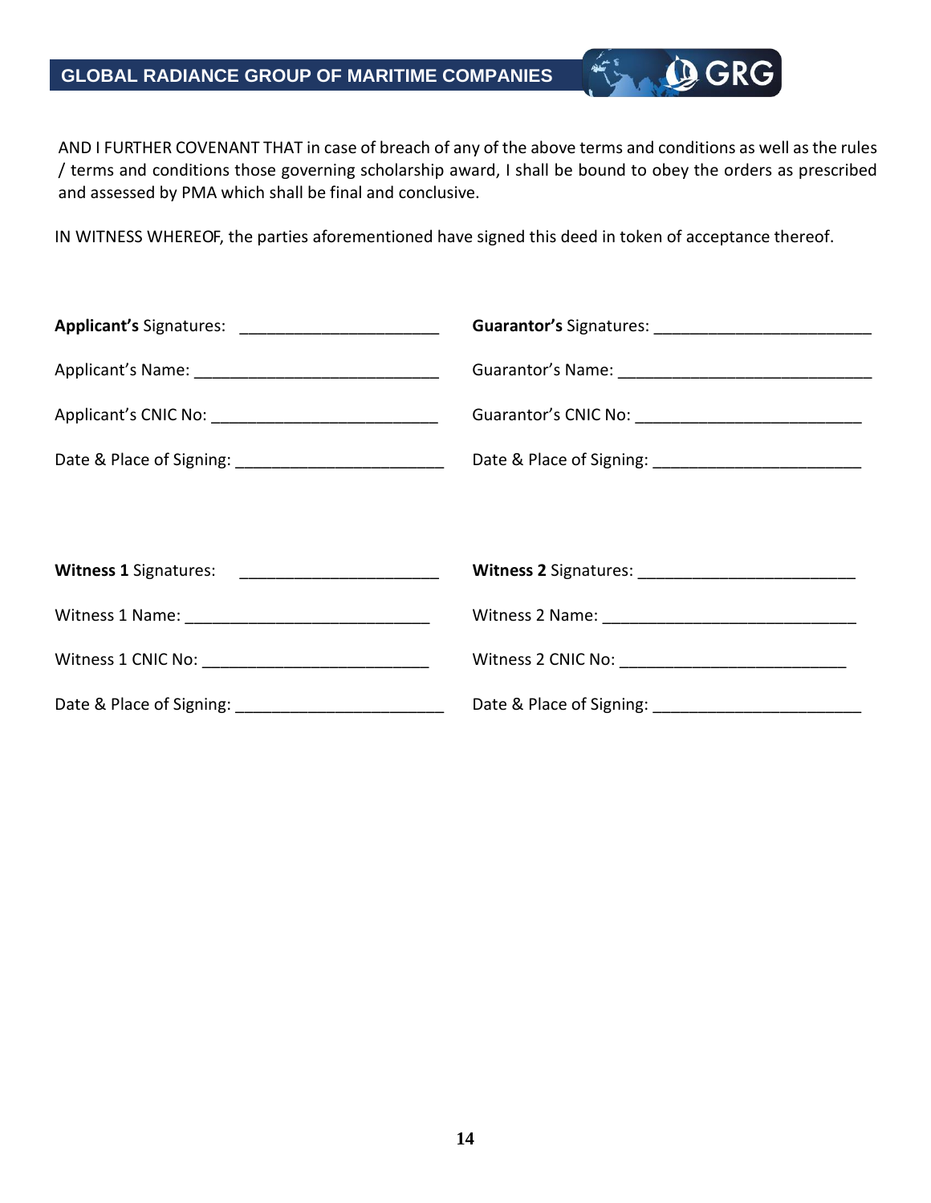AND I FURTHER COVENANT THAT in case of breach of any of the above terms and conditions as well as the rules / terms and conditions those governing scholarship award, I shall be bound to obey the orders as prescribed and assessed by PMA which shall be final and conclusive.

IN WITNESS WHEREOF, the parties aforementioned have signed this deed in token of acceptance thereof.

**Applicant's** Signatures: ______________________

Applicant's Name: ___________________________

Applicant's CNIC No: _________________________

Date & Place of Signing: _______________________

**Guarantor's** Signatures: ________________________

Guarantor's Name: ____________________________

Guarantor's CNIC No: _________________________

Date & Place of Signing: _______________________

**Witness 1** Signatures: ______________________

Witness 1 Name: ___________________________

Witness 1 CNIC No: _________________________

Date & Place of Signing: _______________________

**Witness 2** Signatures: ________________________

Witness 2 Name: ____________________________

Witness 2 CNIC No: _________________________

Date & Place of Signing: _______________________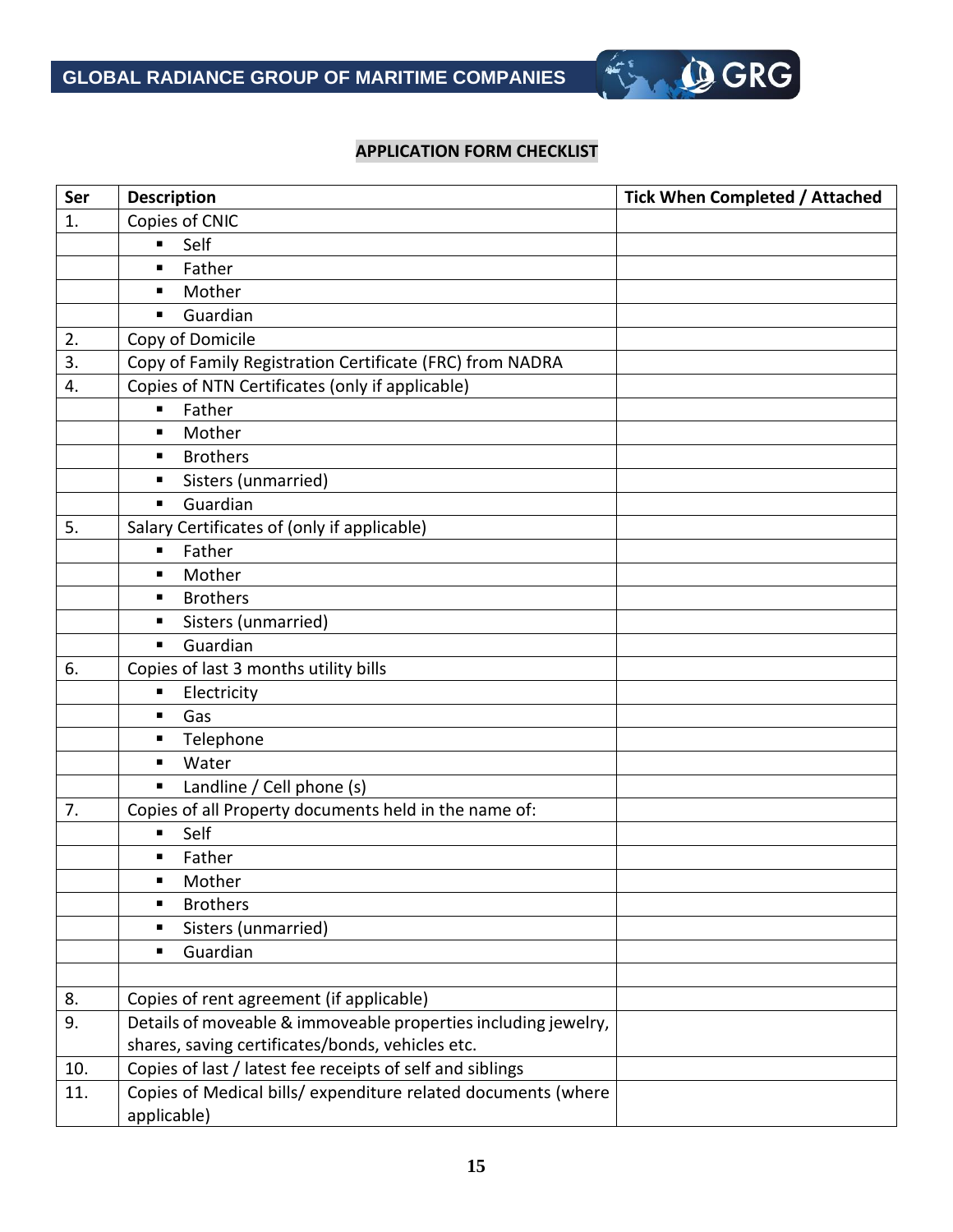## APPLICATION FORM CHECKLIST

| Ser | Description | Tick When Completed / Attached |
|---|---|---|
| 1. | Copies of CNIC | |
| | ▪ Self | |
| | ▪ Father | |
| | ▪ Mother | |
| | ▪ Guardian | |
| 2. | Copy of Domicile | |
| 3. | Copy of Family Registration Certificate (FRC) from NADRA | |
| 4. | Copies of NTN Certificates (only if applicable) | |
| | ▪ Father | |
| | ▪ Mother | |
| | ▪ Brothers | |
| | ▪ Sisters (unmarried) | |
| | ▪ Guardian | |
| 5. | Salary Certificates of (only if applicable) | |
| | ▪ Father | |
| | ▪ Mother | |
| | ▪ Brothers | |
| | ▪ Sisters (unmarried) | |
| | ▪ Guardian | |
| 6. | Copies of last 3 months utility bills | |
| | ▪ Electricity | |
| | ▪ Gas | |
| | ▪ Telephone | |
| | ▪ Water | |
| | ▪ Landline / Cell phone (s) | |
| 7. | Copies of all Property documents held in the name of: | |
| | ▪ Self | |
| | ▪ Father | |
| | ▪ Mother | |
| | ▪ Brothers | |
| | ▪ Sisters (unmarried) | |
| | ▪ Guardian | |
| | | |
| 8. | Copies of rent agreement (if applicable) | |
| 9. | Details of moveable & immoveable properties including jewelry, shares, saving certificates/bonds, vehicles etc. | |
| 10. | Copies of last / latest fee receipts of self and siblings | |
| 11. | Copies of Medical bills/ expenditure related documents (where applicable) | |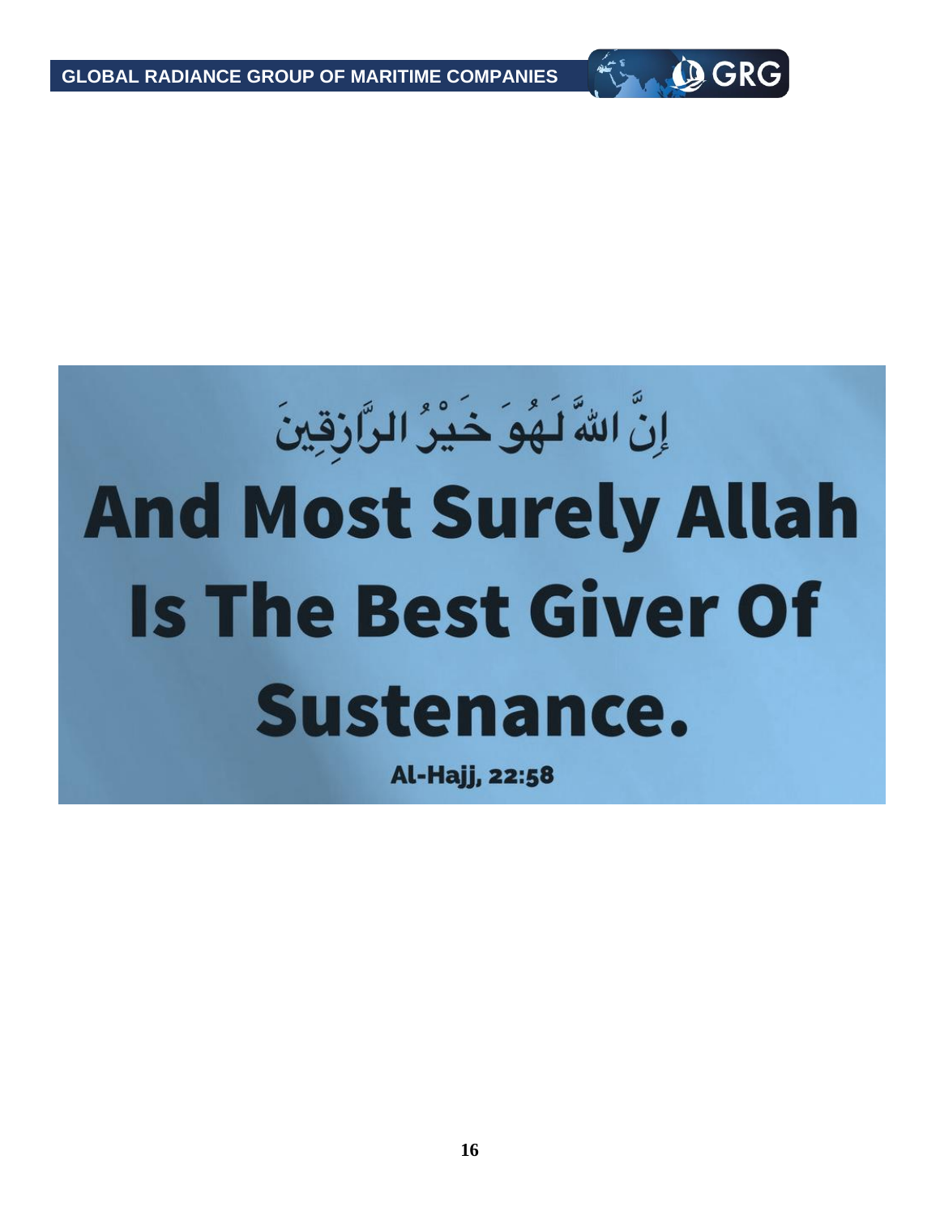إِنَّ اللَّهَ لَهُوَ خَيْرُ الرَّازِقِينَ

# And Most Surely Allah Is The Best Giver Of Sustenance.

**Al-Hajj, 22:58**